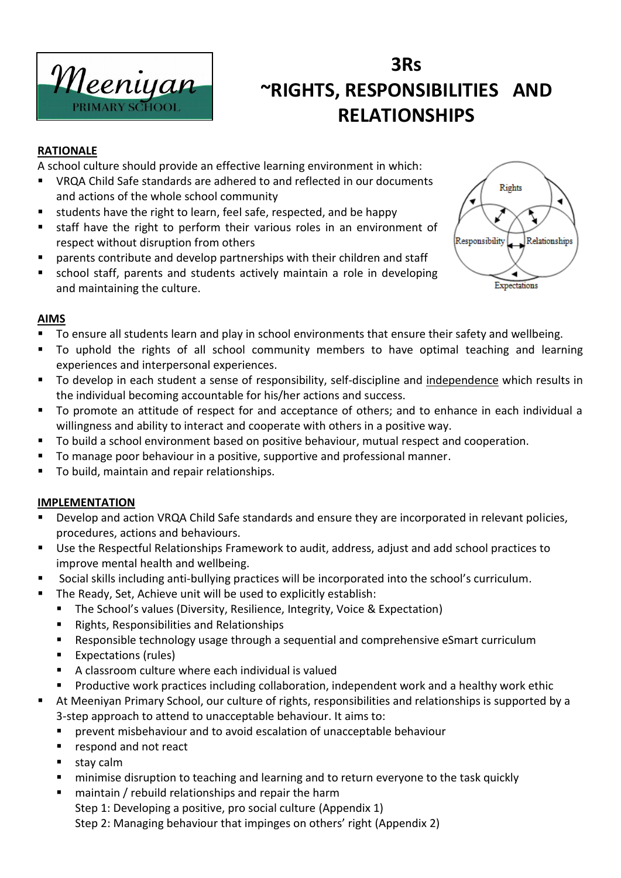# 3Rs ~RIGHTS, RESPONSIBILITIES AND RELATIONSHIPS

## RATIONALE

A school culture should provide an effective learning environment in which:

- VRQA Child Safe standards are adhered to and reflected in our documents and actions of the whole school community
- students have the right to learn, feel safe, respected, and be happy
- staff have the right to perform their various roles in an environment of respect without disruption from others
- parents contribute and develop partnerships with their children and staff
- school staff, parents and students actively maintain a role in developing and maintaining the culture.

## AIMS

- To ensure all students learn and play in school environments that ensure their safety and wellbeing.
- To uphold the rights of all school community members to have optimal teaching and learning experiences and interpersonal experiences.
- To develop in each student a sense of responsibility, self-discipline and <u>independence</u> which results in the individual becoming accountable for his/her actions and success.
- To promote an attitude of respect for and acceptance of others; and to enhance in each individual a willingness and ability to interact and cooperate with others in a positive way.
- To build a school environment based on positive behaviour, mutual respect and cooperation.
- To manage poor behaviour in a positive, supportive and professional manner.
- To build, maintain and repair relationships.

## IMPLEMENTATION

- Develop and action VRQA Child Safe standards and ensure they are incorporated in relevant policies, procedures, actions and behaviours.
- Use the Respectful Relationships Framework to audit, address, adjust and add school practices to improve mental health and wellbeing.
- Social skills including anti-bullying practices will be incorporated into the school's curriculum.
- The Ready, Set, Achieve unit will be used to explicitly establish:
  - The School's values (Diversity, Resilience, Integrity, Voice & Expectation)
  - Rights, Responsibilities and Relationships
  - Responsible technology usage through a sequential and comprehensive eSmart curriculum
  - Expectations (rules)
  - A classroom culture where each individual is valued
  - Productive work practices including collaboration, independent work and a healthy work ethic
- At Meeniyan Primary School, our culture of rights, responsibilities and relationships is supported by a 3-step approach to attend to unacceptable behaviour. It aims to:
  - prevent misbehaviour and to avoid escalation of unacceptable behaviour
  - respond and not react
  - stay calm
  - minimise disruption to teaching and learning and to return everyone to the task quickly
  - maintain / rebuild relationships and repair the harm

    Step 1: Developing a positive, pro social culture (Appendix 1)

    Step 2: Managing behaviour that impinges on others' right (Appendix 2)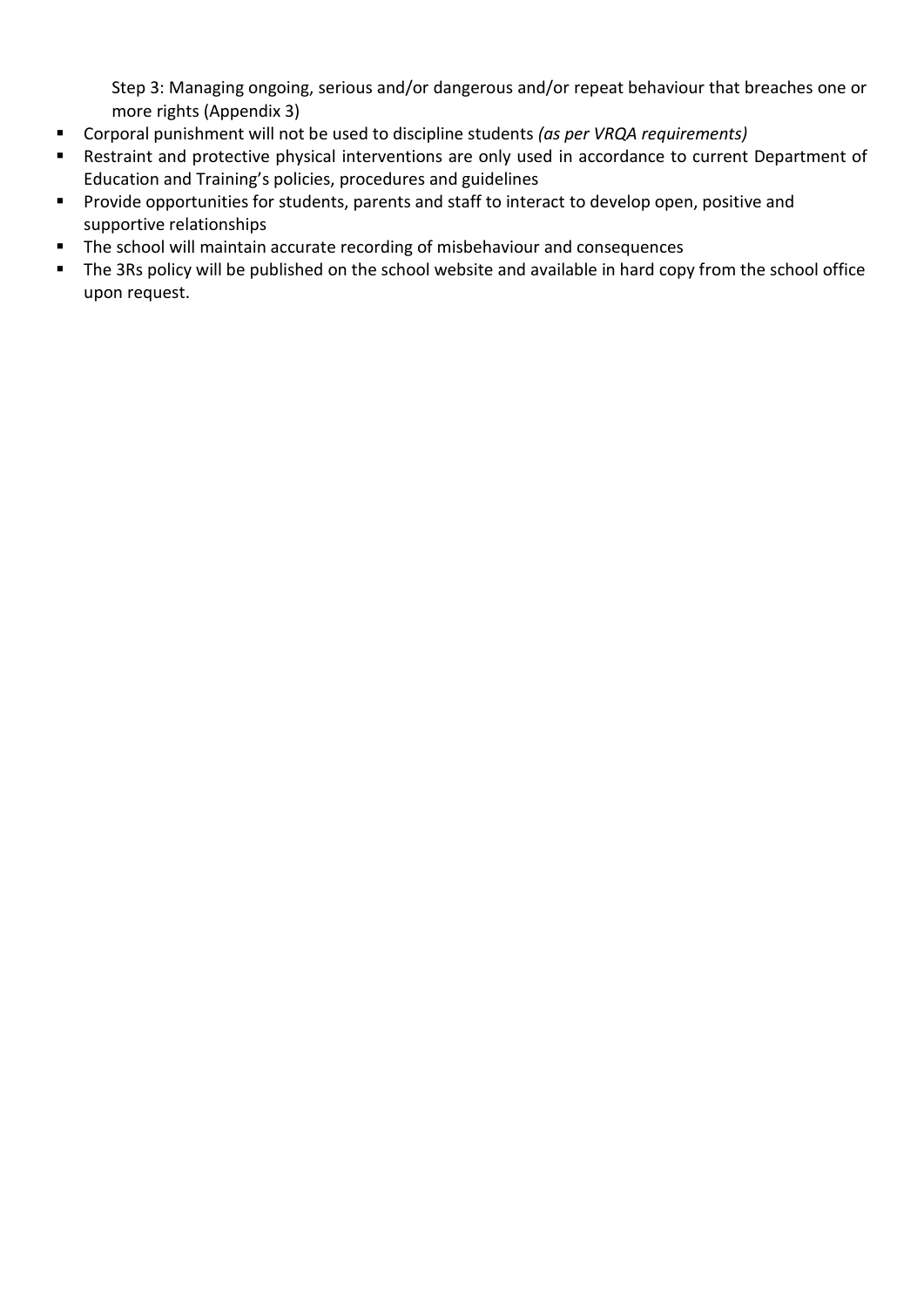Step 3: Managing ongoing, serious and/or dangerous and/or repeat behaviour that breaches one or more rights (Appendix 3)

- Corporal punishment will not be used to discipline students *(as per VRQA requirements)*
- Restraint and protective physical interventions are only used in accordance to current Department of Education and Training's policies, procedures and guidelines
- Provide opportunities for students, parents and staff to interact to develop open, positive and supportive relationships
- The school will maintain accurate recording of misbehaviour and consequences
- The 3Rs policy will be published on the school website and available in hard copy from the school office upon request.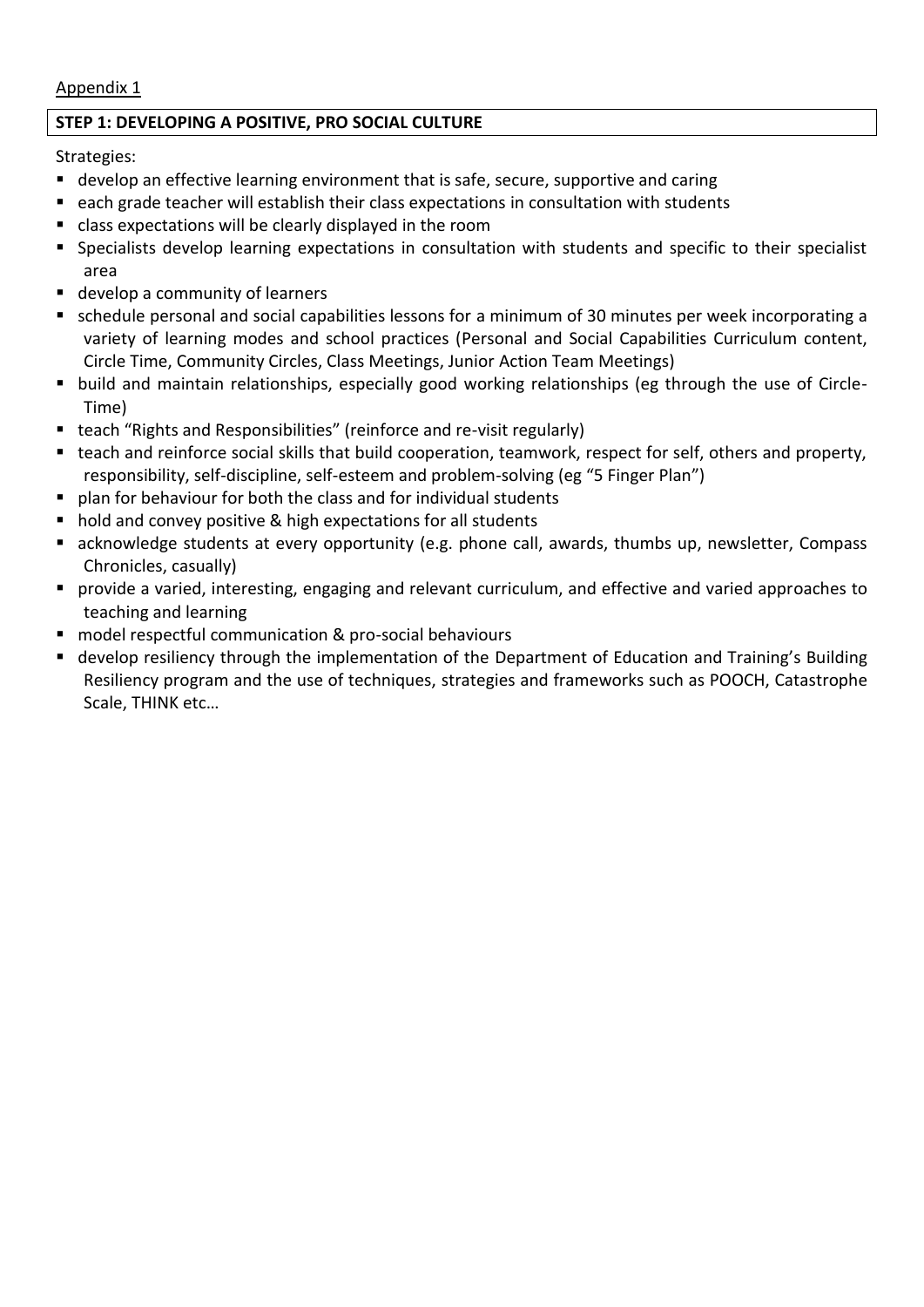Appendix 1

## STEP 1: DEVELOPING A POSITIVE, PRO SOCIAL CULTURE

Strategies:

- develop an effective learning environment that is safe, secure, supportive and caring
- each grade teacher will establish their class expectations in consultation with students
- class expectations will be clearly displayed in the room
- Specialists develop learning expectations in consultation with students and specific to their specialist area
- develop a community of learners
- schedule personal and social capabilities lessons for a minimum of 30 minutes per week incorporating a variety of learning modes and school practices (Personal and Social Capabilities Curriculum content, Circle Time, Community Circles, Class Meetings, Junior Action Team Meetings)
- build and maintain relationships, especially good working relationships (eg through the use of Circle-Time)
- teach "Rights and Responsibilities" (reinforce and re-visit regularly)
- teach and reinforce social skills that build cooperation, teamwork, respect for self, others and property, responsibility, self-discipline, self-esteem and problem-solving (eg "5 Finger Plan")
- plan for behaviour for both the class and for individual students
- hold and convey positive & high expectations for all students
- acknowledge students at every opportunity (e.g. phone call, awards, thumbs up, newsletter, Compass Chronicles, casually)
- provide a varied, interesting, engaging and relevant curriculum, and effective and varied approaches to teaching and learning
- model respectful communication & pro-social behaviours
- develop resiliency through the implementation of the Department of Education and Training's Building Resiliency program and the use of techniques, strategies and frameworks such as POOCH, Catastrophe Scale, THINK etc…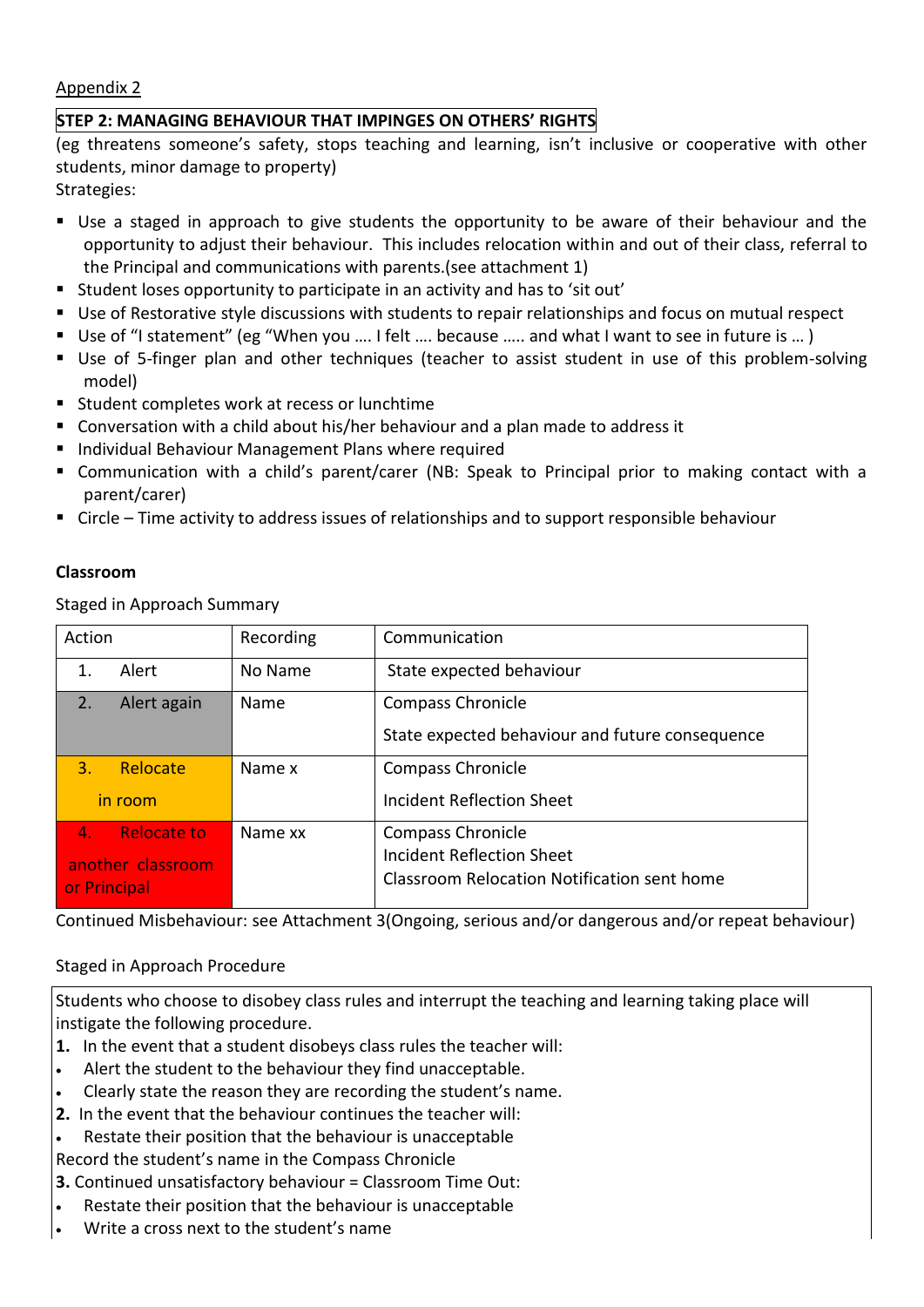Appendix 2

**STEP 2: MANAGING BEHAVIOUR THAT IMPINGES ON OTHERS' RIGHTS**

(eg threatens someone's safety, stops teaching and learning, isn't inclusive or cooperative with other students, minor damage to property)

Strategies:

- Use a staged in approach to give students the opportunity to be aware of their behaviour and the opportunity to adjust their behaviour. This includes relocation within and out of their class, referral to the Principal and communications with parents.(see attachment 1)
- Student loses opportunity to participate in an activity and has to 'sit out'
- Use of Restorative style discussions with students to repair relationships and focus on mutual respect
- Use of "I statement" (eg "When you …. I felt …. because ….. and what I want to see in future is … )
- Use of 5-finger plan and other techniques (teacher to assist student in use of this problem-solving model)
- Student completes work at recess or lunchtime
- Conversation with a child about his/her behaviour and a plan made to address it
- Individual Behaviour Management Plans where required
- Communication with a child's parent/carer (NB: Speak to Principal prior to making contact with a parent/carer)
- Circle – Time activity to address issues of relationships and to support responsible behaviour

**Classroom**

Staged in Approach Summary

| Action | Recording | Communication |
|---|---|---|
| 1. Alert | No Name | State expected behaviour |
| 2. Alert again | Name | Compass Chronicle<br>State expected behaviour and future consequence |
| 3. Relocate in room | Name x | Compass Chronicle<br>Incident Reflection Sheet |
| 4. Relocate to another classroom or Principal | Name xx | Compass Chronicle<br>Incident Reflection Sheet<br>Classroom Relocation Notification sent home |

Continued Misbehaviour: see Attachment 3(Ongoing, serious and/or dangerous and/or repeat behaviour)

Staged in Approach Procedure

Students who choose to disobey class rules and interrupt the teaching and learning taking place will instigate the following procedure.

**1.** In the event that a student disobeys class rules the teacher will:

- Alert the student to the behaviour they find unacceptable.
- Clearly state the reason they are recording the student's name.

**2.** In the event that the behaviour continues the teacher will:

- Restate their position that the behaviour is unacceptable

Record the student's name in the Compass Chronicle

**3.** Continued unsatisfactory behaviour = Classroom Time Out:

- Restate their position that the behaviour is unacceptable
- Write a cross next to the student's name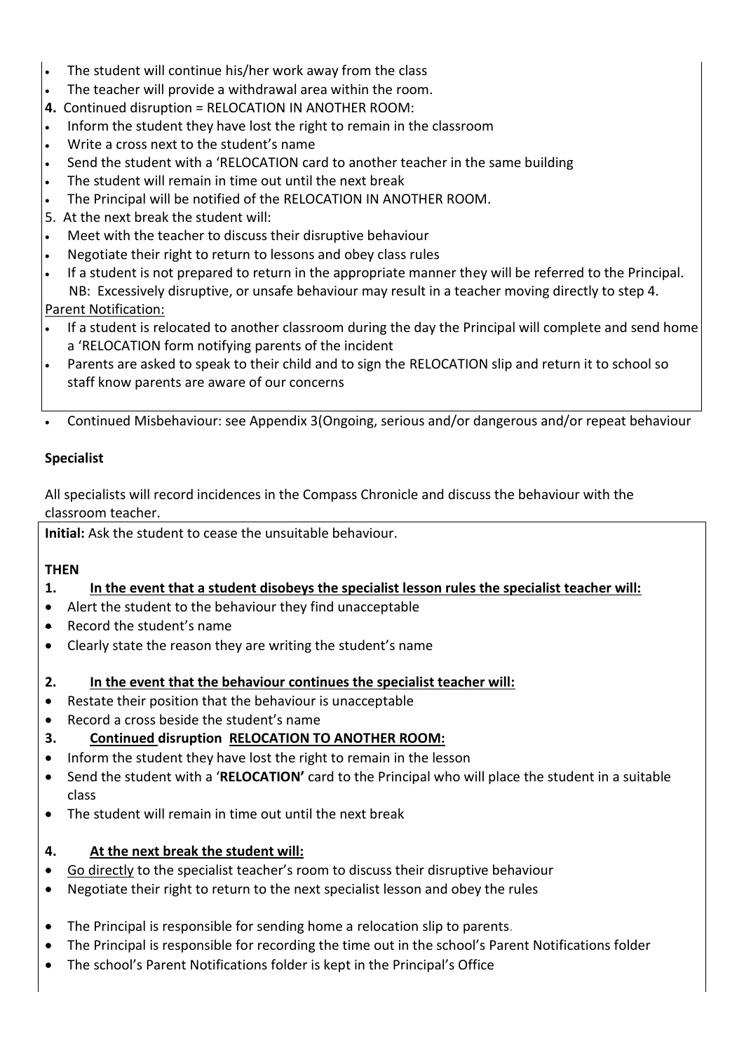- The student will continue his/her work away from the class
- The teacher will provide a withdrawal area within the room.

**4.** Continued disruption = RELOCATION IN ANOTHER ROOM:

- Inform the student they have lost the right to remain in the classroom
- Write a cross next to the student's name
- Send the student with a 'RELOCATION card to another teacher in the same building
- The student will remain in time out until the next break
- The Principal will be notified of the RELOCATION IN ANOTHER ROOM.

5. At the next break the student will:

- Meet with the teacher to discuss their disruptive behaviour
- Negotiate their right to return to lessons and obey class rules
- If a student is not prepared to return in the appropriate manner they will be referred to the Principal.

NB: Excessively disruptive, or unsafe behaviour may result in a teacher moving directly to step 4.

<u>Parent Notification:</u>

- If a student is relocated to another classroom during the day the Principal will complete and send home a 'RELOCATION form notifying parents of the incident
- Parents are asked to speak to their child and to sign the RELOCATION slip and return it to school so staff know parents are aware of our concerns

- Continued Misbehaviour: see Appendix 3(Ongoing, serious and/or dangerous and/or repeat behaviour

**Specialist**

All specialists will record incidences in the Compass Chronicle and discuss the behaviour with the classroom teacher.

**Initial:** Ask the student to cease the unsuitable behaviour.

**THEN**

**1. <u>In the event that a student disobeys the specialist lesson rules the specialist teacher will:</u>**

- Alert the student to the behaviour they find unacceptable
- Record the student's name
- Clearly state the reason they are writing the student's name

**2. <u>In the event that the behaviour continues the specialist teacher will:</u>**

- Restate their position that the behaviour is unacceptable
- Record a cross beside the student's name

**3. <u>Continued</u> disruption <u>RELOCATION TO ANOTHER ROOM:</u>**

- Inform the student they have lost the right to remain in the lesson
- Send the student with a '**RELOCATION'** card to the Principal who will place the student in a suitable class
- The student will remain in time out until the next break

**4. <u>At the next break the student will:</u>**

- <u>Go directly</u> to the specialist teacher's room to discuss their disruptive behaviour
- Negotiate their right to return to the next specialist lesson and obey the rules

- The Principal is responsible for sending home a relocation slip to parents.
- The Principal is responsible for recording the time out in the school's Parent Notifications folder
- The school's Parent Notifications folder is kept in the Principal's Office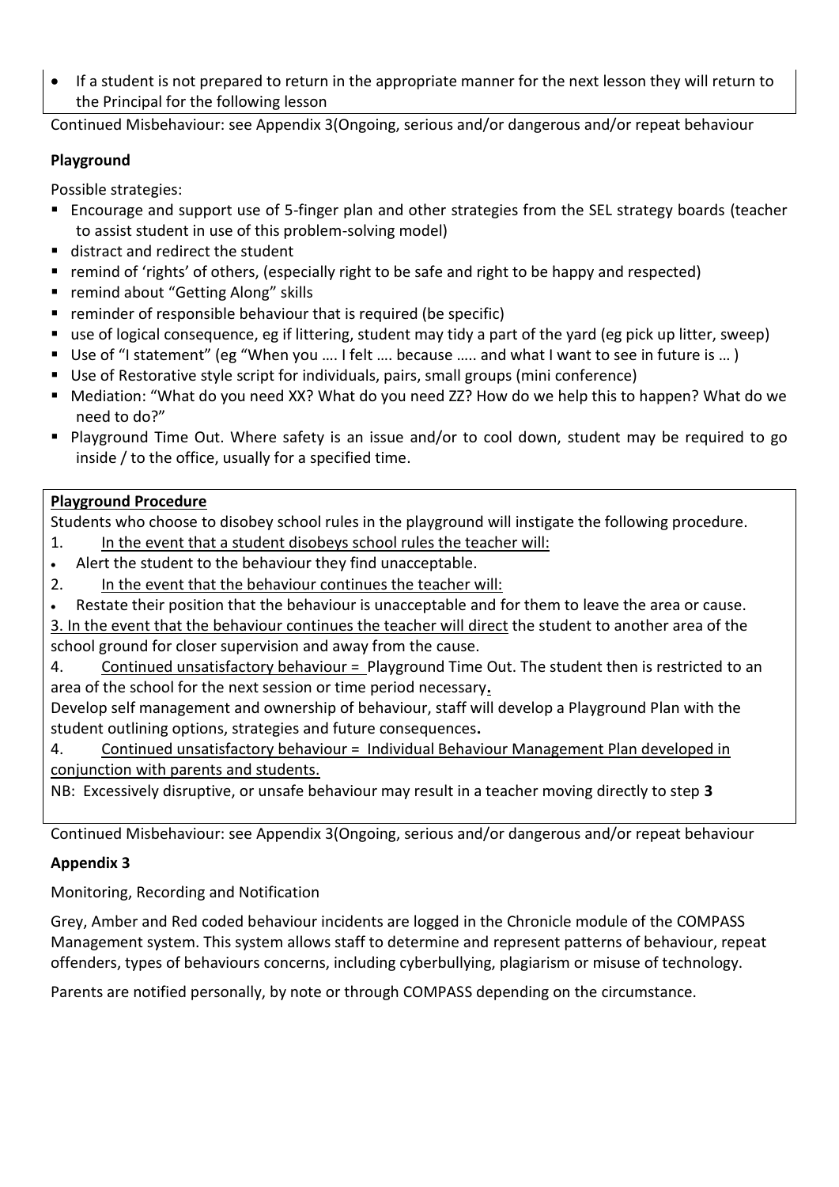- If a student is not prepared to return in the appropriate manner for the next lesson they will return to the Principal for the following lesson

Continued Misbehaviour: see Appendix 3(Ongoing, serious and/or dangerous and/or repeat behaviour

**Playground**

Possible strategies:

- Encourage and support use of 5-finger plan and other strategies from the SEL strategy boards (teacher to assist student in use of this problem-solving model)
- distract and redirect the student
- remind of 'rights' of others, (especially right to be safe and right to be happy and respected)
- remind about "Getting Along" skills
- reminder of responsible behaviour that is required (be specific)
- use of logical consequence, eg if littering, student may tidy a part of the yard (eg pick up litter, sweep)
- Use of "I statement" (eg "When you …. I felt …. because ….. and what I want to see in future is … )
- Use of Restorative style script for individuals, pairs, small groups (mini conference)
- Mediation: "What do you need XX? What do you need ZZ? How do we help this to happen? What do we need to do?"
- Playground Time Out. Where safety is an issue and/or to cool down, student may be required to go inside / to the office, usually for a specified time.

**Playground Procedure**

Students who choose to disobey school rules in the playground will instigate the following procedure.

1. In the event that a student disobeys school rules the teacher will:
   - Alert the student to the behaviour they find unacceptable.
2. In the event that the behaviour continues the teacher will:
   - Restate their position that the behaviour is unacceptable and for them to leave the area or cause.
3. In the event that the behaviour continues the teacher will direct the student to another area of the school ground for closer supervision and away from the cause.
4. Continued unsatisfactory behaviour = Playground Time Out. The student then is restricted to an area of the school for the next session or time period necessary**.**

Develop self management and ownership of behaviour, staff will develop a Playground Plan with the student outlining options, strategies and future consequences**.**

4. Continued unsatisfactory behaviour = Individual Behaviour Management Plan developed in conjunction with parents and students.

NB: Excessively disruptive, or unsafe behaviour may result in a teacher moving directly to step **3**

Continued Misbehaviour: see Appendix 3(Ongoing, serious and/or dangerous and/or repeat behaviour

**Appendix 3**

Monitoring, Recording and Notification

Grey, Amber and Red coded behaviour incidents are logged in the Chronicle module of the COMPASS Management system. This system allows staff to determine and represent patterns of behaviour, repeat offenders, types of behaviours concerns, including cyberbullying, plagiarism or misuse of technology.

Parents are notified personally, by note or through COMPASS depending on the circumstance.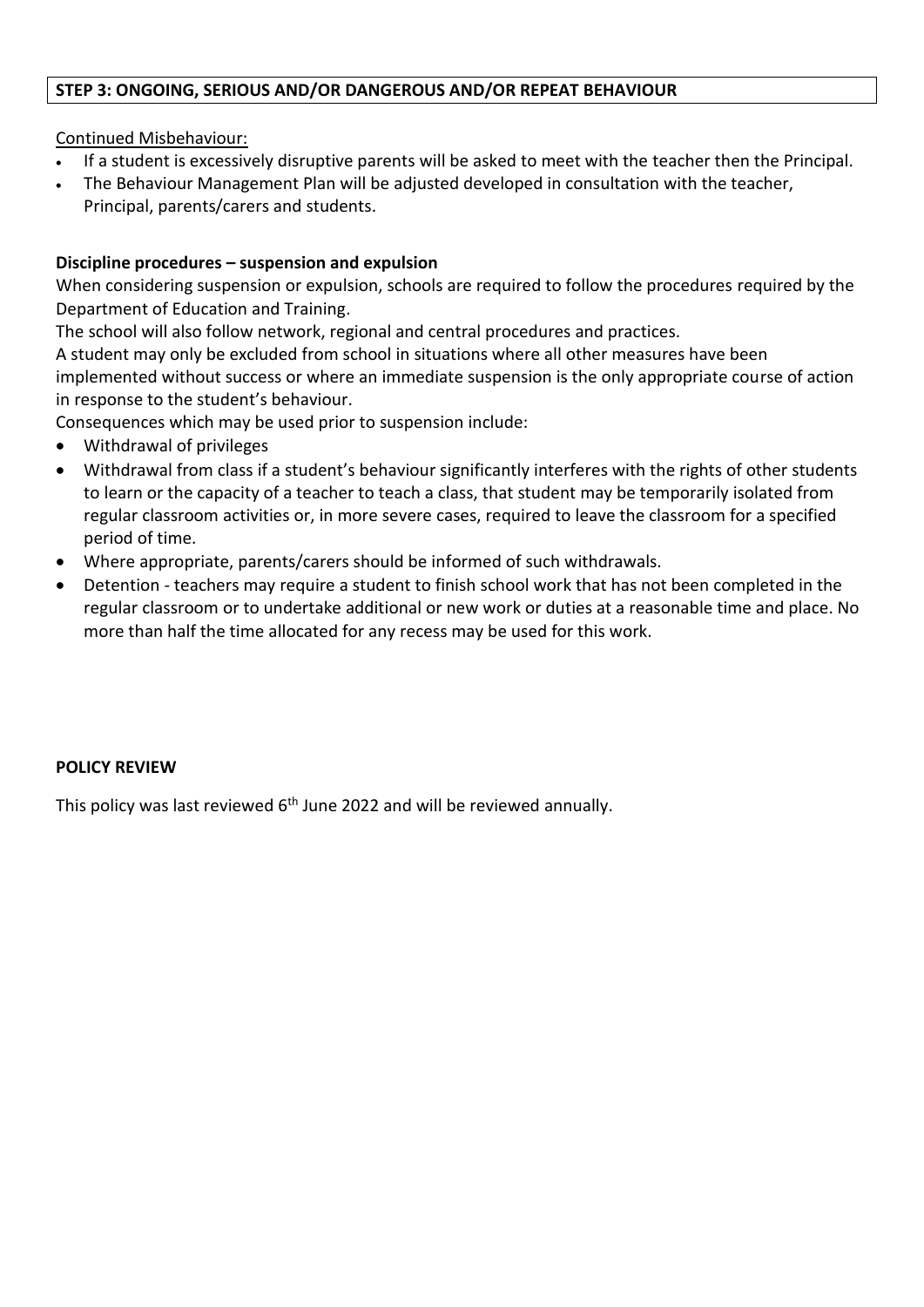## STEP 3: ONGOING, SERIOUS AND/OR DANGEROUS AND/OR REPEAT BEHAVIOUR

Continued Misbehaviour:

- If a student is excessively disruptive parents will be asked to meet with the teacher then the Principal.
- The Behaviour Management Plan will be adjusted developed in consultation with the teacher, Principal, parents/carers and students.

### Discipline procedures – suspension and expulsion

When considering suspension or expulsion, schools are required to follow the procedures required by the Department of Education and Training.

The school will also follow network, regional and central procedures and practices.

A student may only be excluded from school in situations where all other measures have been implemented without success or where an immediate suspension is the only appropriate course of action in response to the student's behaviour.

Consequences which may be used prior to suspension include:

- Withdrawal of privileges
- Withdrawal from class if a student's behaviour significantly interferes with the rights of other students to learn or the capacity of a teacher to teach a class, that student may be temporarily isolated from regular classroom activities or, in more severe cases, required to leave the classroom for a specified period of time.
- Where appropriate, parents/carers should be informed of such withdrawals.
- Detention - teachers may require a student to finish school work that has not been completed in the regular classroom or to undertake additional or new work or duties at a reasonable time and place. No more than half the time allocated for any recess may be used for this work.

## POLICY REVIEW

This policy was last reviewed 6th June 2022 and will be reviewed annually.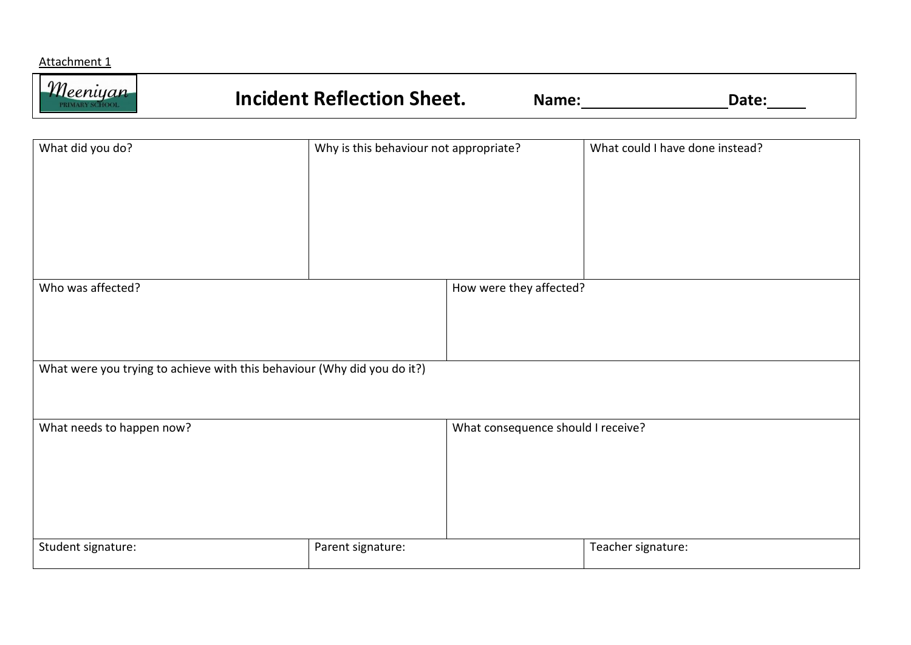Attachment 1

Meeniyan PRIMARY SCHOOL

# Incident Reflection Sheet.

**Name:**\_\_\_\_\_\_\_\_\_\_\_\_\_\_\_\_\_\_ **Date:**\_\_\_\_\_

| What did you do? | Why is this behaviour not appropriate? | What could I have done instead? |
|---|---|---|
| | | |

| Who was affected? | How were they affected? |
|---|---|
| | |

| What were you trying to achieve with this behaviour (Why did you do it?) |
|---|
| |

| What needs to happen now? | What consequence should I receive? |
|---|---|
| | |

| Student signature: | Parent signature: | Teacher signature: |
|---|---|---|
| | | |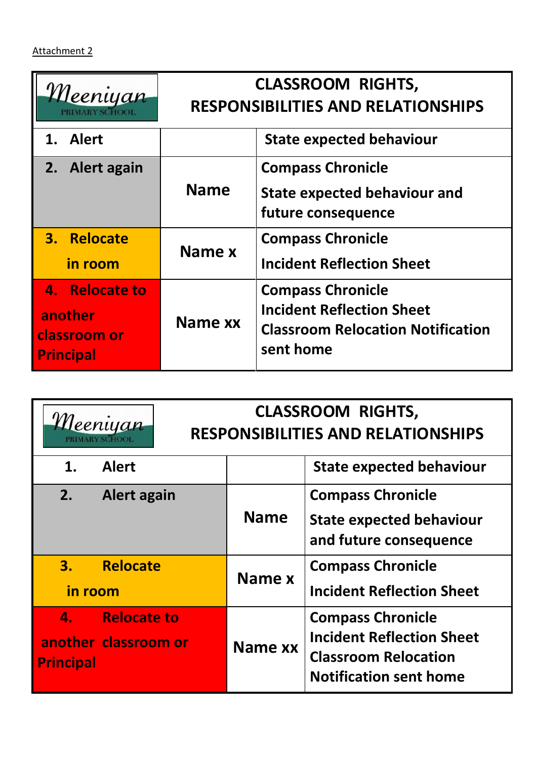Attachment 2

| Meeniyan PRIMARY SCHOOL | CLASSROOM RIGHTS, RESPONSIBILITIES AND RELATIONSHIPS | |
|---|---|---|
| 1. Alert | | State expected behaviour |
| 2. Alert again | Name | Compass Chronicle<br>State expected behaviour and future consequence |
| 3. Relocate in room | Name x | Compass Chronicle<br>Incident Reflection Sheet |
| 4. Relocate to another classroom or Principal | Name xx | Compass Chronicle<br>Incident Reflection Sheet<br>Classroom Relocation Notification sent home |

| Meeniyan PRIMARY SCHOOL | CLASSROOM RIGHTS, RESPONSIBILITIES AND RELATIONSHIPS | |
|---|---|---|
| 1. Alert | | State expected behaviour |
| 2. Alert again | Name | Compass Chronicle<br>State expected behaviour and future consequence |
| 3. Relocate in room | Name x | Compass Chronicle<br>Incident Reflection Sheet |
| 4. Relocate to another classroom or Principal | Name xx | Compass Chronicle<br>Incident Reflection Sheet<br>Classroom Relocation Notification sent home |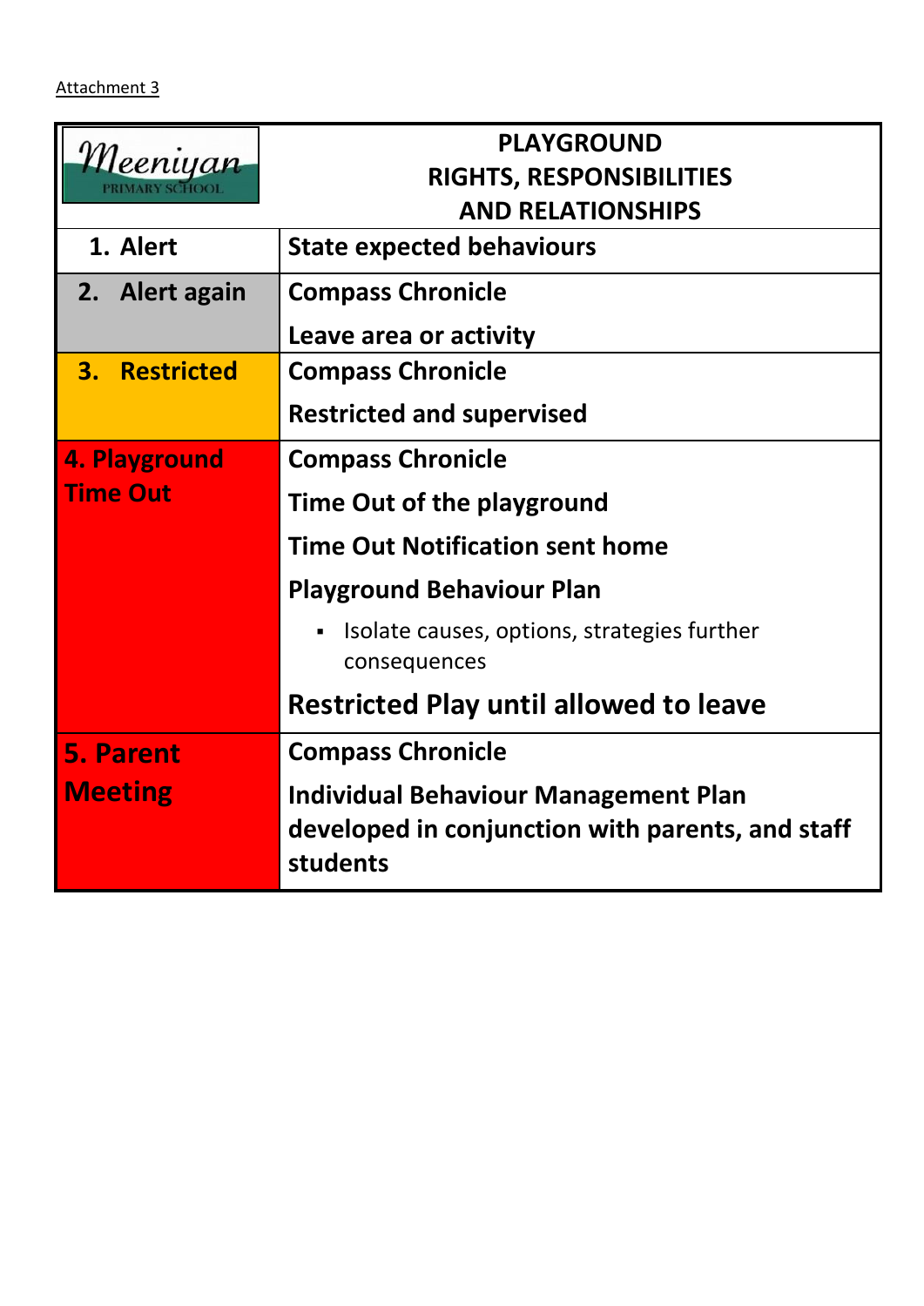Attachment 3

| Meeniyan PRIMARY SCHOOL | PLAYGROUND<br>RIGHTS, RESPONSIBILITIES<br>AND RELATIONSHIPS |
|---|---|
| **1. Alert** | **State expected behaviours** |
| **2. Alert again** | **Compass Chronicle**<br>**Leave area or activity** |
| **3. Restricted** | **Compass Chronicle**<br>**Restricted and supervised** |
| **4. Playground Time Out** | **Compass Chronicle**<br>**Time Out of the playground**<br>**Time Out Notification sent home**<br>**Playground Behaviour Plan**<br>▪ Isolate causes, options, strategies further consequences<br>**Restricted Play until allowed to leave** |
| **5. Parent Meeting** | **Compass Chronicle**<br>**Individual Behaviour Management Plan developed in conjunction with parents, and staff students** |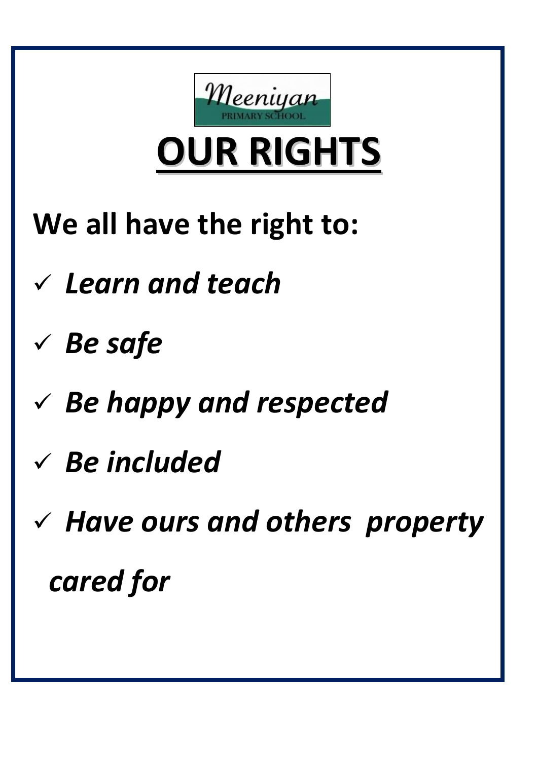Meeniyan PRIMARY SCHOOL

# OUR RIGHTS

**We all have the right to:**

- ***Learn and teach***
- ***Be safe***
- ***Be happy and respected***
- ***Be included***
- ***Have ours and others property cared for***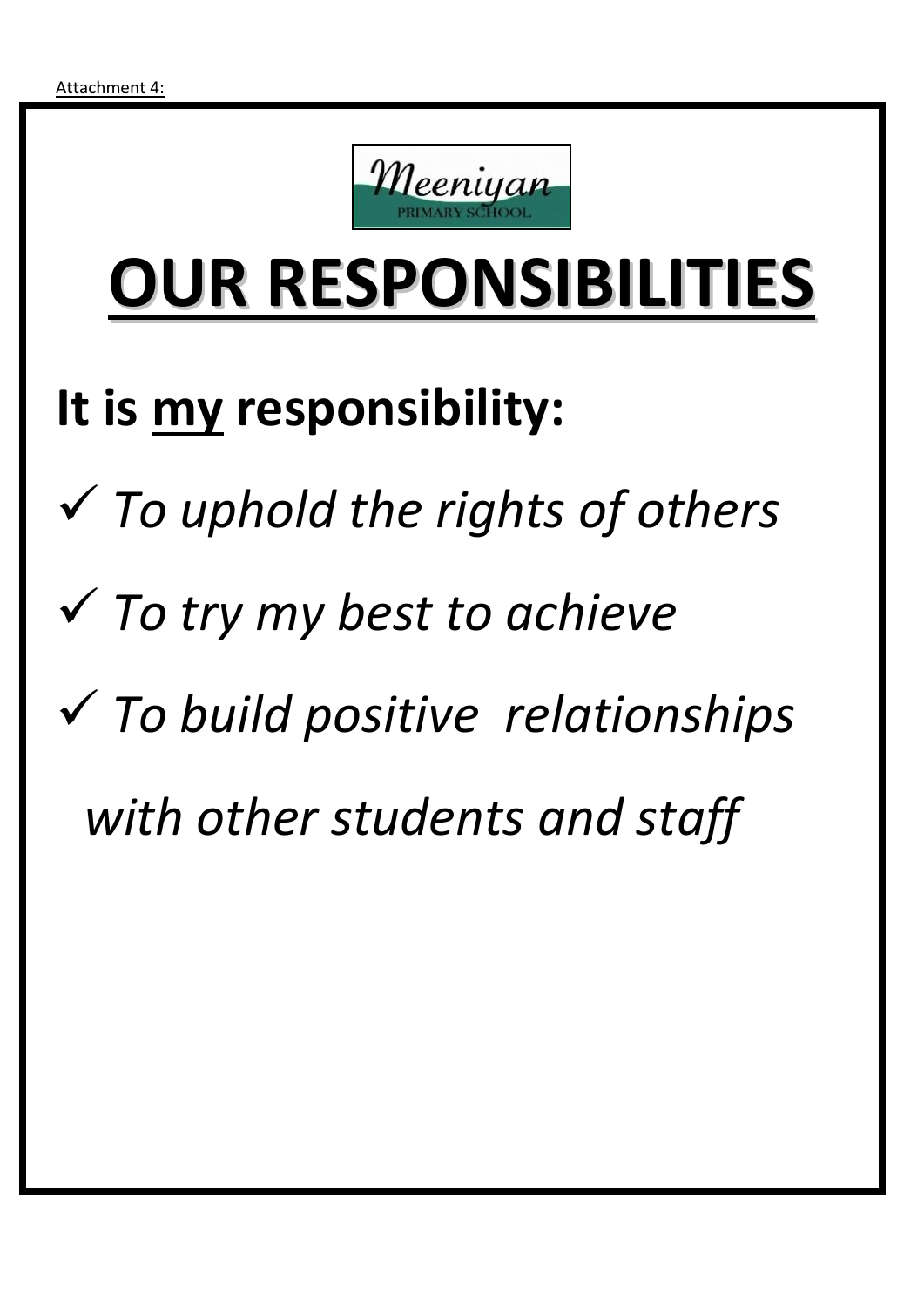Attachment 4:

Meeniyan PRIMARY SCHOOL

# OUR RESPONSIBILITIES

## It is my responsibility:

- ✓ *To uphold the rights of others*
- ✓ *To try my best to achieve*
- ✓ *To build positive relationships with other students and staff*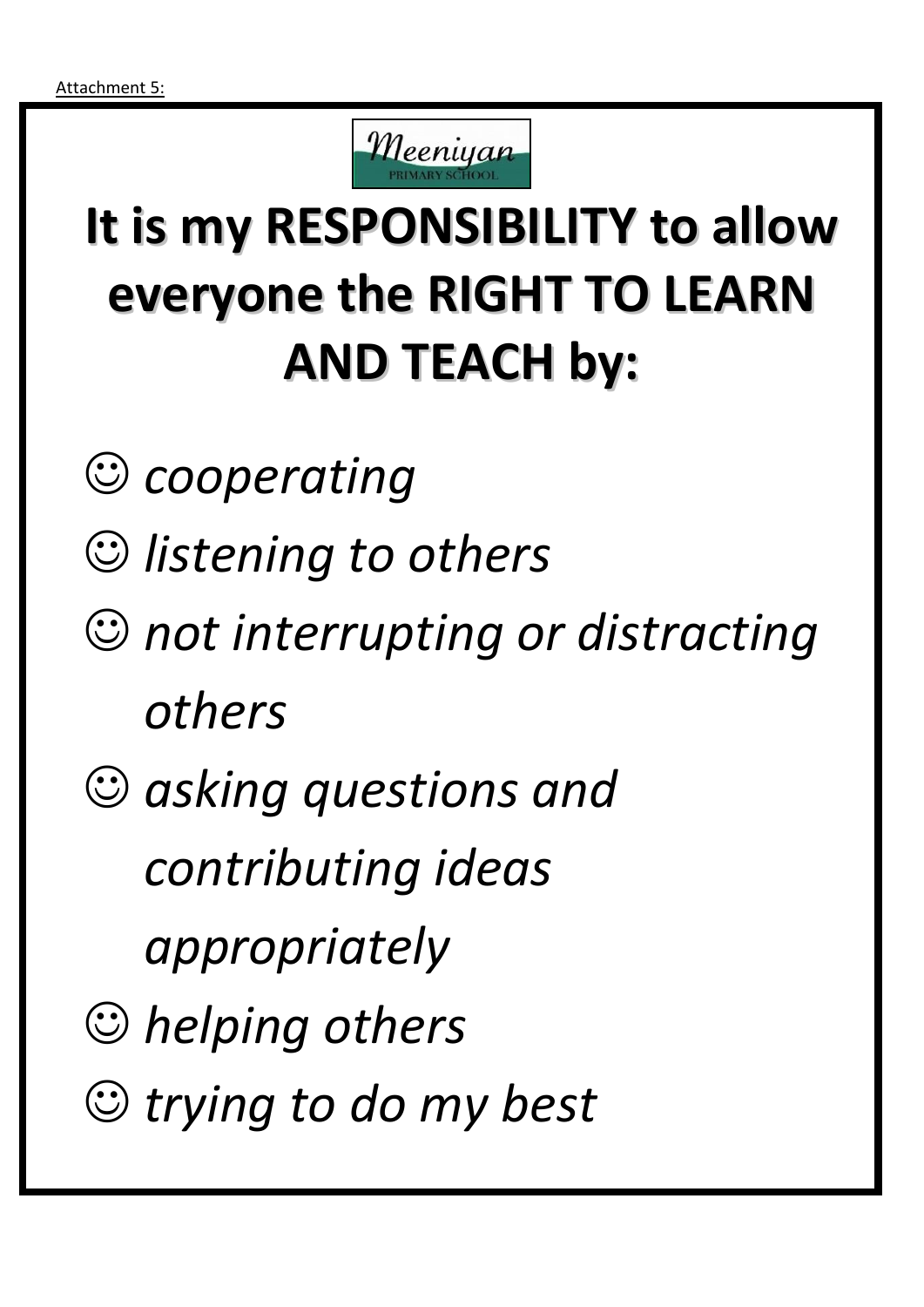Attachment 5:

Meeniyan

PRIMARY SCHOOL

# It is my RESPONSIBILITY to allow everyone the RIGHT TO LEARN AND TEACH by:

- ☺ *cooperating*
- ☺ *listening to others*
- ☺ *not interrupting or distracting others*
- ☺ *asking questions and contributing ideas appropriately*
- ☺ *helping others*
- ☺ *trying to do my best*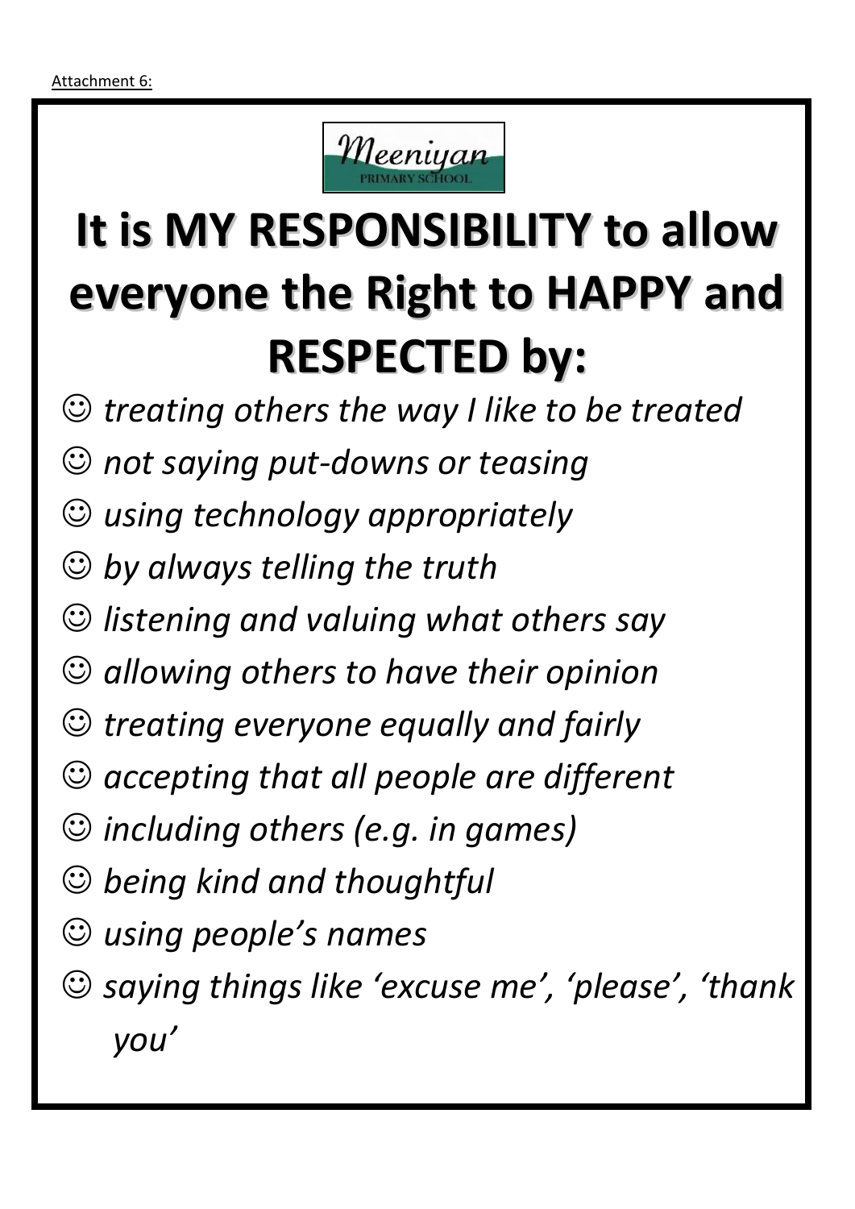Attachment 6:

Meeniyan PRIMARY SCHOOL

# It is MY RESPONSIBILITY to allow everyone the Right to HAPPY and RESPECTED by:

☺ *treating others the way I like to be treated*

☺ *not saying put-downs or teasing*

☺ *using technology appropriately*

☺ *by always telling the truth*

☺ *listening and valuing what others say*

☺ *allowing others to have their opinion*

☺ *treating everyone equally and fairly*

☺ *accepting that all people are different*

☺ *including others (e.g. in games)*

☺ *being kind and thoughtful*

☺ *using people's names*

☺ *saying things like 'excuse me', 'please', 'thank you'*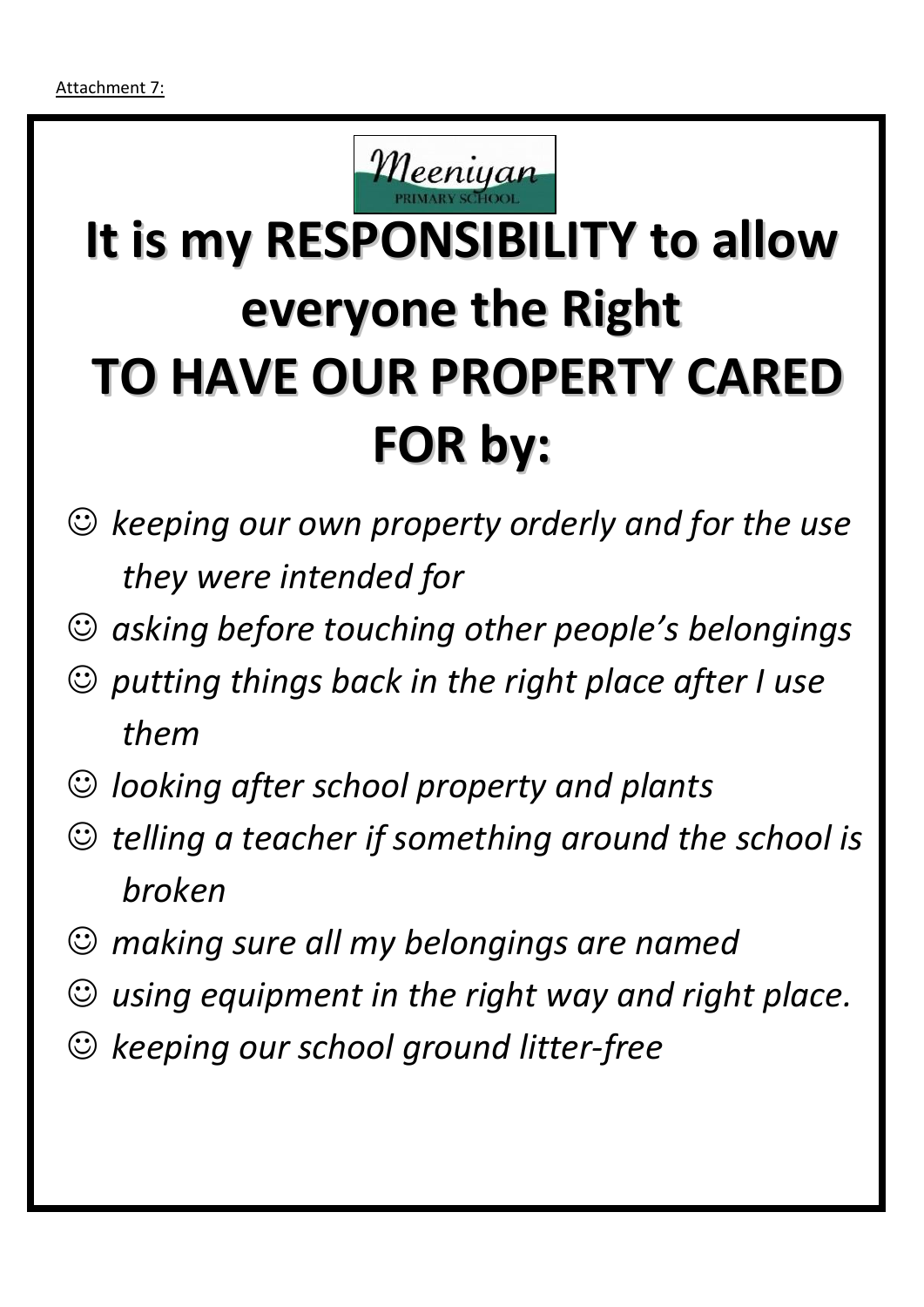Attachment 7:

Meeniyan PRIMARY SCHOOL

# It is my RESPONSIBILITY to allow everyone the Right TO HAVE OUR PROPERTY CARED FOR by:

- ☺ *keeping our own property orderly and for the use they were intended for*
- ☺ *asking before touching other people's belongings*
- ☺ *putting things back in the right place after I use them*
- ☺ *looking after school property and plants*
- ☺ *telling a teacher if something around the school is broken*
- ☺ *making sure all my belongings are named*
- ☺ *using equipment in the right way and right place.*
- ☺ *keeping our school ground litter-free*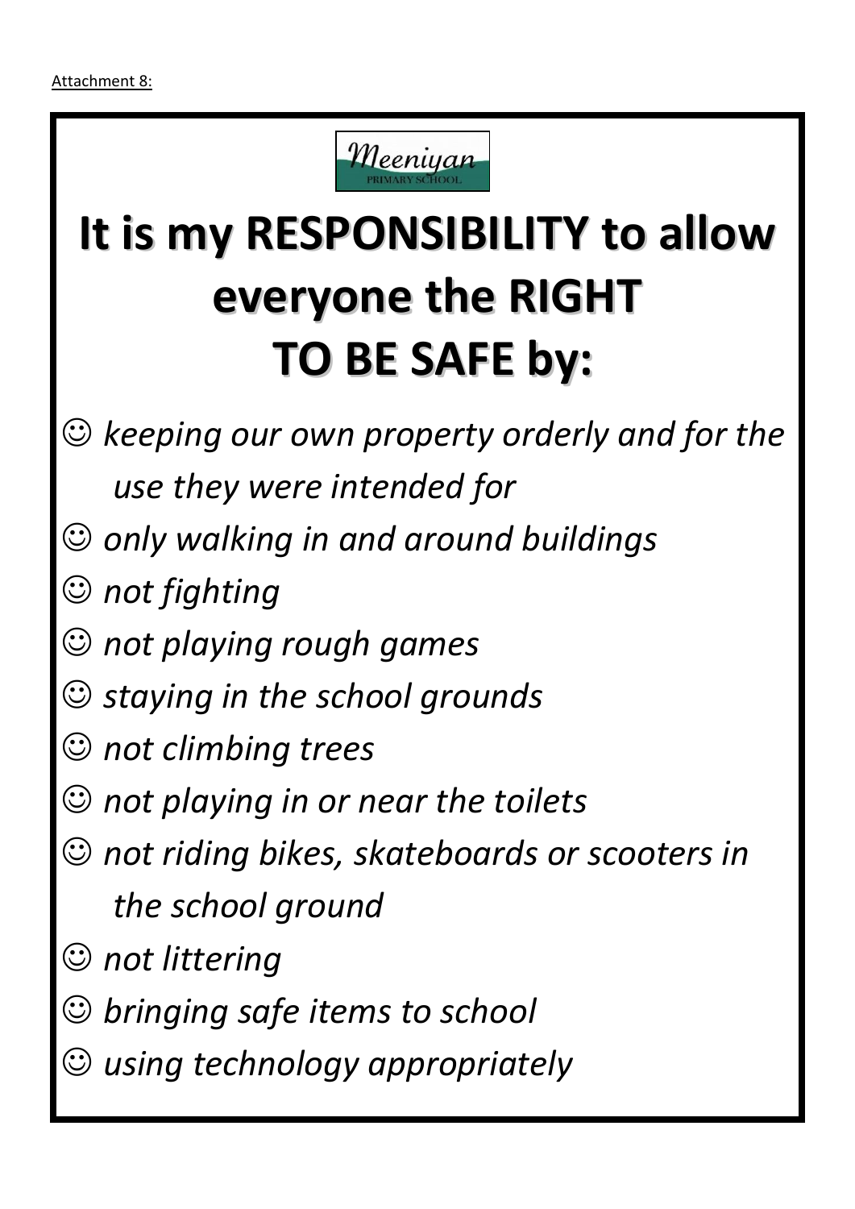Attachment 8:

Meeniyan
PRIMARY SCHOOL

# It is my RESPONSIBILITY to allow everyone the RIGHT TO BE SAFE by:

- ☺ *keeping our own property orderly and for the use they were intended for*
- ☺ *only walking in and around buildings*
- ☺ *not fighting*
- ☺ *not playing rough games*
- ☺ *staying in the school grounds*
- ☺ *not climbing trees*
- ☺ *not playing in or near the toilets*
- ☺ *not riding bikes, skateboards or scooters in the school ground*
- ☺ *not littering*
- ☺ *bringing safe items to school*
- ☺ *using technology appropriately*